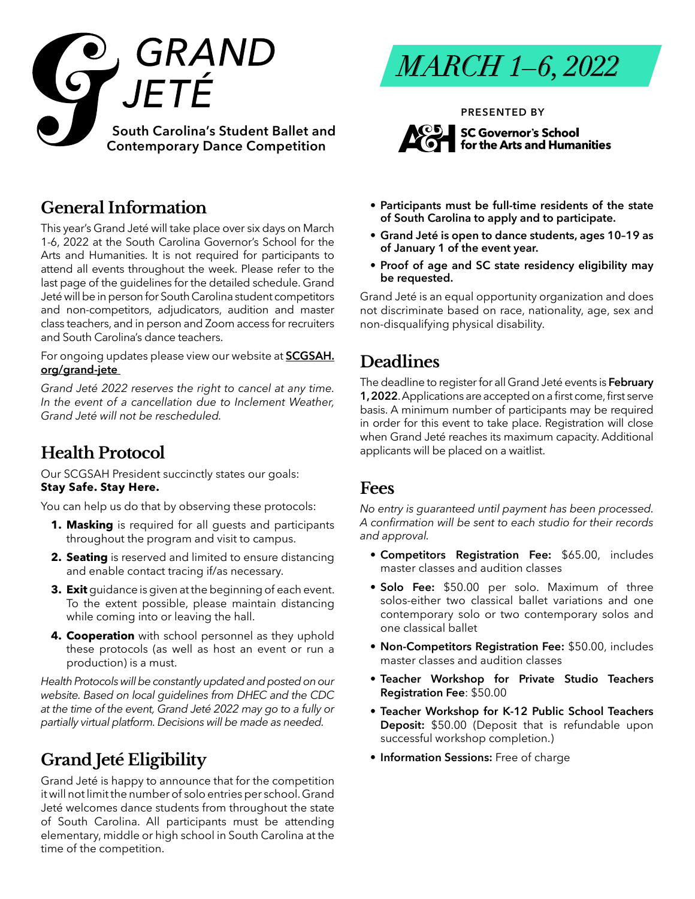# GRAND JETÉ

South Carolina's Student Ballet and Contemporary Dance Competition

## MARCH 1–6, 2022

PRESENTED BY

SC Governor's School for the Arts and Humanities

## General Information

This year's Grand Jeté will take place over six days on March 1-6, 2022 at the South Carolina Governor's School for the Arts and Humanities. It is not required for participants to attend all events throughout the week. Please refer to the last page of the guidelines for the detailed schedule. Grand Jeté will be in person for South Carolina student competitors and non-competitors, adjudicators, audition and master class teachers, and in person and Zoom access for recruiters and South Carolina's dance teachers.

For ongoing updates please view our website at **SCGSAH.org/grand-jete**

*Grand Jeté 2022 reserves the right to cancel at any time. In the event of a cancellation due to Inclement Weather, Grand Jeté will not be rescheduled.*

## Health Protocol

Our SCGSAH President succinctly states our goals:
**Stay Safe. Stay Here.**

You can help us do that by observing these protocols:

1. **Masking** is required for all guests and participants throughout the program and visit to campus.
2. **Seating** is reserved and limited to ensure distancing and enable contact tracing if/as necessary.
3. **Exit** guidance is given at the beginning of each event. To the extent possible, please maintain distancing while coming into or leaving the hall.
4. **Cooperation** with school personnel as they uphold these protocols (as well as host an event or run a production) is a must.

*Health Protocols will be constantly updated and posted on our website. Based on local guidelines from DHEC and the CDC at the time of the event, Grand Jeté 2022 may go to a fully or partially virtual platform. Decisions will be made as needed.*

## Grand Jeté Eligibility

Grand Jeté is happy to announce that for the competition it will not limit the number of solo entries per school. Grand Jeté welcomes dance students from throughout the state of South Carolina. All participants must be attending elementary, middle or high school in South Carolina at the time of the competition.

- **Participants must be full-time residents of the state of South Carolina to apply and to participate.**
- **Grand Jeté is open to dance students, ages 10–19 as of January 1 of the event year.**
- **Proof of age and SC state residency eligibility may be requested.**

Grand Jeté is an equal opportunity organization and does not discriminate based on race, nationality, age, sex and non-disqualifying physical disability.

## Deadlines

The deadline to register for all Grand Jeté events is **February 1, 2022**. Applications are accepted on a first come, first serve basis. A minimum number of participants may be required in order for this event to take place. Registration will close when Grand Jeté reaches its maximum capacity. Additional applicants will be placed on a waitlist.

## Fees

*No entry is guaranteed until payment has been processed. A confirmation will be sent to each studio for their records and approval.*

- **Competitors Registration Fee:** $65.00, includes master classes and audition classes
- **Solo Fee:** $50.00 per solo. Maximum of three solos-either two classical ballet variations and one contemporary solo or two contemporary solos and one classical ballet
- **Non-Competitors Registration Fee:** $50.00, includes master classes and audition classes
- **Teacher Workshop for Private Studio Teachers Registration Fee**: $50.00
- **Teacher Workshop for K-12 Public School Teachers Deposit:** $50.00 (Deposit that is refundable upon successful workshop completion.)
- **Information Sessions:** Free of charge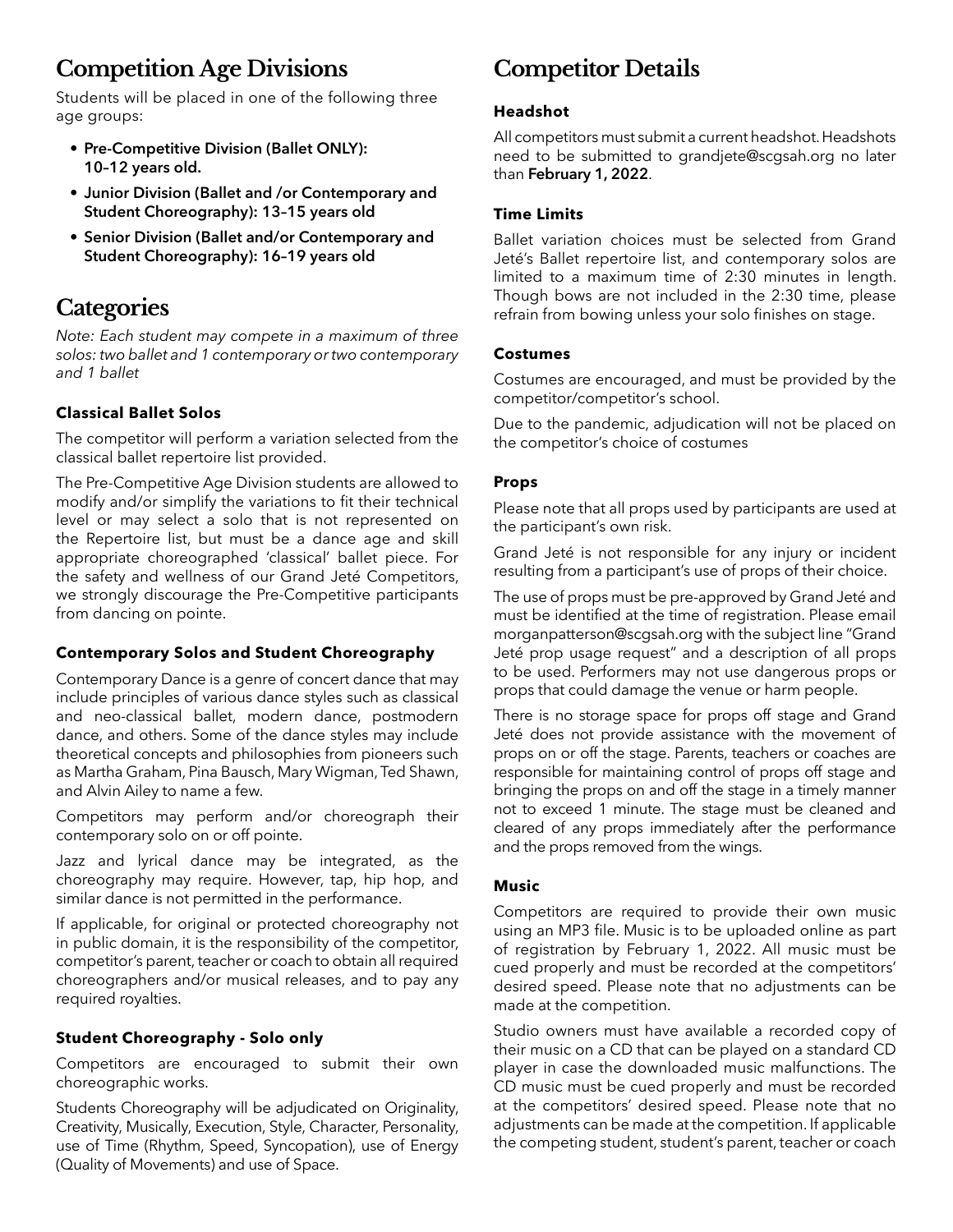## Competition Age Divisions

Students will be placed in one of the following three age groups:

- **Pre-Competitive Division (Ballet ONLY): 10–12 years old.**
- **Junior Division (Ballet and /or Contemporary and Student Choreography): 13–15 years old**
- **Senior Division (Ballet and/or Contemporary and Student Choreography): 16–19 years old**

## Categories

*Note: Each student may compete in a maximum of three solos: two ballet and 1 contemporary or two contemporary and 1 ballet*

### Classical Ballet Solos

The competitor will perform a variation selected from the classical ballet repertoire list provided.

The Pre-Competitive Age Division students are allowed to modify and/or simplify the variations to fit their technical level or may select a solo that is not represented on the Repertoire list, but must be a dance age and skill appropriate choreographed 'classical' ballet piece. For the safety and wellness of our Grand Jeté Competitors, we strongly discourage the Pre-Competitive participants from dancing on pointe.

### Contemporary Solos and Student Choreography

Contemporary Dance is a genre of concert dance that may include principles of various dance styles such as classical and neo-classical ballet, modern dance, postmodern dance, and others. Some of the dance styles may include theoretical concepts and philosophies from pioneers such as Martha Graham, Pina Bausch, Mary Wigman, Ted Shawn, and Alvin Ailey to name a few.

Competitors may perform and/or choreograph their contemporary solo on or off pointe.

Jazz and lyrical dance may be integrated, as the choreography may require. However, tap, hip hop, and similar dance is not permitted in the performance.

If applicable, for original or protected choreography not in public domain, it is the responsibility of the competitor, competitor's parent, teacher or coach to obtain all required choreographers and/or musical releases, and to pay any required royalties.

### Student Choreography - Solo only

Competitors are encouraged to submit their own choreographic works.

Students Choreography will be adjudicated on Originality, Creativity, Musically, Execution, Style, Character, Personality, use of Time (Rhythm, Speed, Syncopation), use of Energy (Quality of Movements) and use of Space.

## Competitor Details

### Headshot

All competitors must submit a current headshot. Headshots need to be submitted to grandjete@scgsah.org no later than **February 1, 2022**.

### Time Limits

Ballet variation choices must be selected from Grand Jeté's Ballet repertoire list, and contemporary solos are limited to a maximum time of 2:30 minutes in length. Though bows are not included in the 2:30 time, please refrain from bowing unless your solo finishes on stage.

### Costumes

Costumes are encouraged, and must be provided by the competitor/competitor's school.

Due to the pandemic, adjudication will not be placed on the competitor's choice of costumes

### Props

Please note that all props used by participants are used at the participant's own risk.

Grand Jeté is not responsible for any injury or incident resulting from a participant's use of props of their choice.

The use of props must be pre-approved by Grand Jeté and must be identified at the time of registration. Please email morganpatterson@scgsah.org with the subject line "Grand Jeté prop usage request" and a description of all props to be used. Performers may not use dangerous props or props that could damage the venue or harm people.

There is no storage space for props off stage and Grand Jeté does not provide assistance with the movement of props on or off the stage. Parents, teachers or coaches are responsible for maintaining control of props off stage and bringing the props on and off the stage in a timely manner not to exceed 1 minute. The stage must be cleaned and cleared of any props immediately after the performance and the props removed from the wings.

### Music

Competitors are required to provide their own music using an MP3 file. Music is to be uploaded online as part of registration by February 1, 2022. All music must be cued properly and must be recorded at the competitors' desired speed. Please note that no adjustments can be made at the competition.

Studio owners must have available a recorded copy of their music on a CD that can be played on a standard CD player in case the downloaded music malfunctions. The CD music must be cued properly and must be recorded at the competitors' desired speed. Please note that no adjustments can be made at the competition. If applicable the competing student, student's parent, teacher or coach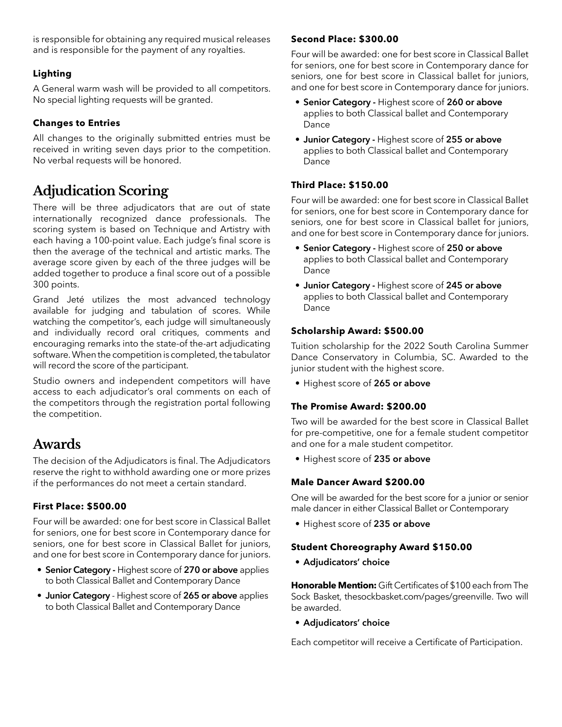is responsible for obtaining any required musical releases and is responsible for the payment of any royalties.

### Lighting

A General warm wash will be provided to all competitors. No special lighting requests will be granted.

### Changes to Entries

All changes to the originally submitted entries must be received in writing seven days prior to the competition. No verbal requests will be honored.

## Adjudication Scoring

There will be three adjudicators that are out of state internationally recognized dance professionals. The scoring system is based on Technique and Artistry with each having a 100-point value. Each judge's final score is then the average of the technical and artistic marks. The average score given by each of the three judges will be added together to produce a final score out of a possible 300 points.

Grand Jeté utilizes the most advanced technology available for judging and tabulation of scores. While watching the competitor's, each judge will simultaneously and individually record oral critiques, comments and encouraging remarks into the state-of the-art adjudicating software. When the competition is completed, the tabulator will record the score of the participant.

Studio owners and independent competitors will have access to each adjudicator's oral comments on each of the competitors through the registration portal following the competition.

## Awards

The decision of the Adjudicators is final. The Adjudicators reserve the right to withhold awarding one or more prizes if the performances do not meet a certain standard.

### First Place: $500.00

Four will be awarded: one for best score in Classical Ballet for seniors, one for best score in Contemporary dance for seniors, one for best score in Classical Ballet for juniors, and one for best score in Contemporary dance for juniors.

- **Senior Category -** Highest score of **270 or above** applies to both Classical Ballet and Contemporary Dance
- **Junior Category** - Highest score of **265 or above** applies to both Classical Ballet and Contemporary Dance

### Second Place: $300.00

Four will be awarded: one for best score in Classical Ballet for seniors, one for best score in Contemporary dance for seniors, one for best score in Classical ballet for juniors, and one for best score in Contemporary dance for juniors.

- **Senior Category -** Highest score of **260 or above** applies to both Classical ballet and Contemporary Dance
- **Junior Category -** Highest score of **255 or above** applies to both Classical ballet and Contemporary Dance

### Third Place: $150.00

Four will be awarded: one for best score in Classical Ballet for seniors, one for best score in Contemporary dance for seniors, one for best score in Classical ballet for juniors, and one for best score in Contemporary dance for juniors.

- **Senior Category -** Highest score of **250 or above** applies to both Classical ballet and Contemporary Dance
- **Junior Category -** Highest score of **245 or above** applies to both Classical ballet and Contemporary Dance

### Scholarship Award: $500.00

Tuition scholarship for the 2022 South Carolina Summer Dance Conservatory in Columbia, SC. Awarded to the junior student with the highest score.

- Highest score of **265 or above**

### The Promise Award: $200.00

Two will be awarded for the best score in Classical Ballet for pre-competitive, one for a female student competitor and one for a male student competitor.

- Highest score of **235 or above**

### Male Dancer Award $200.00

One will be awarded for the best score for a junior or senior male dancer in either Classical Ballet or Contemporary

- Highest score of **235 or above**

### Student Choreography Award $150.00

- **Adjudicators' choice**

**Honorable Mention:** Gift Certificates of $100 each from The Sock Basket, thesockbasket.com/pages/greenville. Two will be awarded.

- **Adjudicators' choice**

Each competitor will receive a Certificate of Participation.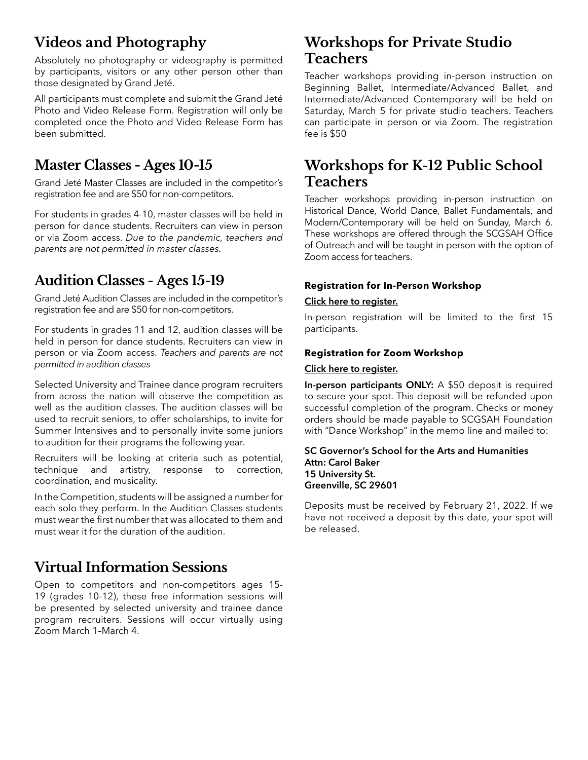## Videos and Photography

Absolutely no photography or videography is permitted by participants, visitors or any other person other than those designated by Grand Jeté.

All participants must complete and submit the Grand Jeté Photo and Video Release Form. Registration will only be completed once the Photo and Video Release Form has been submitted.

## Master Classes - Ages 10-15

Grand Jeté Master Classes are included in the competitor's registration fee and are $50 for non-competitors.

For students in grades 4-10, master classes will be held in person for dance students. Recruiters can view in person or via Zoom access. *Due to the pandemic, teachers and parents are not permitted in master classes.*

## Audition Classes - Ages 15-19

Grand Jeté Audition Classes are included in the competitor's registration fee and are $50 for non-competitors.

For students in grades 11 and 12, audition classes will be held in person for dance students. Recruiters can view in person or via Zoom access. *Teachers and parents are not permitted in audition classes*

Selected University and Trainee dance program recruiters from across the nation will observe the competition as well as the audition classes. The audition classes will be used to recruit seniors, to offer scholarships, to invite for Summer Intensives and to personally invite some juniors to audition for their programs the following year.

Recruiters will be looking at criteria such as potential, technique and artistry, response to correction, coordination, and musicality.

In the Competition, students will be assigned a number for each solo they perform. In the Audition Classes students must wear the first number that was allocated to them and must wear it for the duration of the audition.

## Virtual Information Sessions

Open to competitors and non-competitors ages 15-19 (grades 10-12), these free information sessions will be presented by selected university and trainee dance program recruiters. Sessions will occur virtually using Zoom March 1–March 4.

## Workshops for Private Studio Teachers

Teacher workshops providing in-person instruction on Beginning Ballet, Intermediate/Advanced Ballet, and Intermediate/Advanced Contemporary will be held on Saturday, March 5 for private studio teachers. Teachers can participate in person or via Zoom. The registration fee is $50

## Workshops for K-12 Public School Teachers

Teacher workshops providing in-person instruction on Historical Dance, World Dance, Ballet Fundamentals, and Modern/Contemporary will be held on Sunday, March 6. These workshops are offered through the SCGSAH Office of Outreach and will be taught in person with the option of Zoom access for teachers.

#### Registration for In-Person Workshop

Click here to register.

In-person registration will be limited to the first 15 participants.

#### Registration for Zoom Workshop

Click here to register.

**In-person participants ONLY:** A $50 deposit is required to secure your spot. This deposit will be refunded upon successful completion of the program. Checks or money orders should be made payable to SCGSAH Foundation with "Dance Workshop" in the memo line and mailed to:

**SC Governor's School for the Arts and Humanities**
**Attn: Carol Baker**
**15 University St.**
**Greenville, SC 29601**

Deposits must be received by February 21, 2022. If we have not received a deposit by this date, your spot will be released.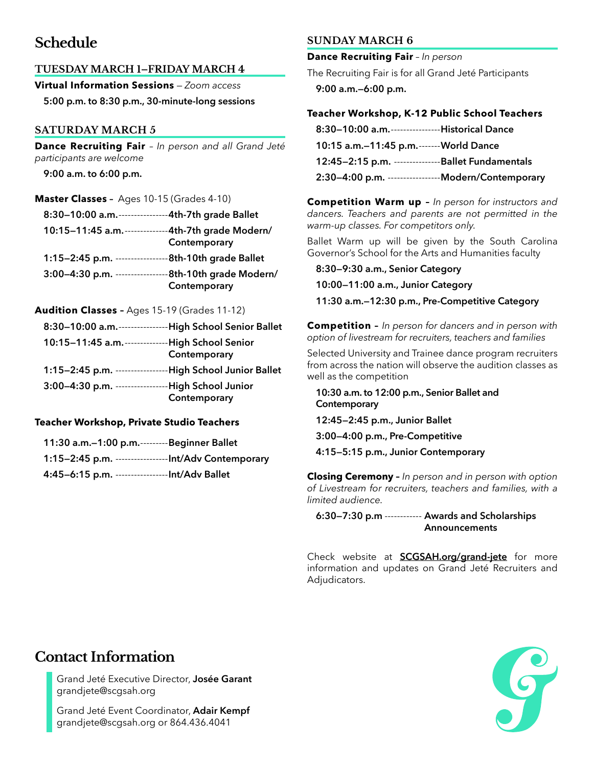# Schedule

## TUESDAY MARCH 1–FRIDAY MARCH 4

**Virtual Information Sessions** – *Zoom access*

**5:00 p.m. to 8:30 p.m., 30-minute-long sessions**

## SATURDAY MARCH 5

**Dance Recruiting Fair** – *In person and all Grand Jeté participants are welcome*

**9:00 a.m. to 6:00 p.m.**

**Master Classes** – Ages 10-15 (Grades 4-10)

**8:30–10:00 a.m.----------------4th-7th grade Ballet**

**10:15–11:45 a.m.--------------4th-7th grade Modern/ Contemporary**

**1:15–2:45 p.m. -----------------8th-10th grade Ballet**

**3:00–4:30 p.m. -----------------8th-10th grade Modern/ Contemporary**

**Audition Classes** – Ages 15-19 (Grades 11-12)

**8:30–10:00 a.m.----------------High School Senior Ballet**

**10:15–11:45 a.m.--------------High School Senior Contemporary**

**1:15–2:45 p.m. -----------------High School Junior Ballet**

**3:00–4:30 p.m. -----------------High School Junior Contemporary**

**Teacher Workshop, Private Studio Teachers**

**11:30 a.m.–1:00 p.m.---------Beginner Ballet**

**1:15–2:45 p.m. -----------------Int/Adv Contemporary**

**4:45–6:15 p.m. -----------------Int/Adv Ballet**

## SUNDAY MARCH 6

**Dance Recruiting Fair** – *In person*

The Recruiting Fair is for all Grand Jeté Participants

**9:00 a.m.–6:00 p.m.**

**Teacher Workshop, K-12 Public School Teachers**

**8:30–10:00 a.m.----------------Historical Dance**

**10:15 a.m.–11:45 p.m.-------World Dance**

**12:45–2:15 p.m. ---------------Ballet Fundamentals**

**2:30–4:00 p.m. -----------------Modern/Contemporary**

**Competition Warm up** – *In person for instructors and dancers. Teachers and parents are not permitted in the warm-up classes. For competitors only.*

Ballet Warm up will be given by the South Carolina Governor's School for the Arts and Humanities faculty

**8:30–9:30 a.m., Senior Category**

**10:00–11:00 a.m., Junior Category**

**11:30 a.m.–12:30 p.m., Pre-Competitive Category**

**Competition** – *In person for dancers and in person with option of livestream for recruiters, teachers and families*

Selected University and Trainee dance program recruiters from across the nation will observe the audition classes as well as the competition

**10:30 a.m. to 12:00 p.m., Senior Ballet and Contemporary**

**12:45–2:45 p.m., Junior Ballet**

**3:00–4:00 p.m., Pre-Competitive**

**4:15–5:15 p.m., Junior Contemporary**

**Closing Ceremony** – *In person and in person with option of Livestream for recruiters, teachers and families, with a limited audience.*

**6:30–7:30 p.m ------------ Awards and Scholarships Announcements**

Check website at **SCGSAH.org/grand-jete** for more information and updates on Grand Jeté Recruiters and Adjudicators.

# Contact Information

Grand Jeté Executive Director, **Josée Garant**
grandjete@scgsah.org

Grand Jeté Event Coordinator, **Adair Kempf**
grandjete@scgsah.org or 864.436.4041